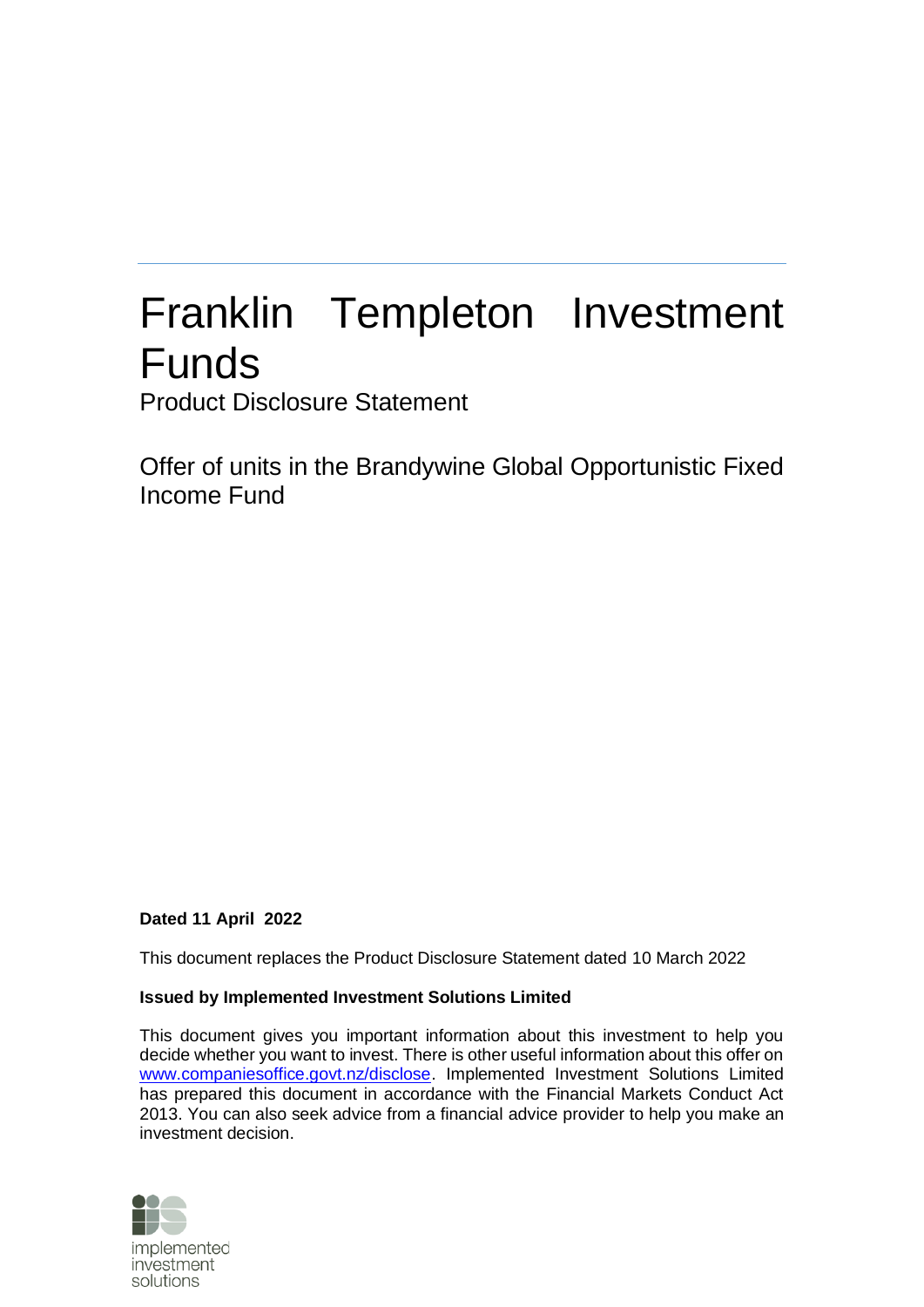# Franklin Templeton Investment Funds

Product Disclosure Statement

## Offer of units in the Brandywine Global Opportunistic Fixed Income Fund

**Dated 11 April 2022**

This document replaces the Product Disclosure Statement dated 10 March 2022

**Issued by Implemented Investment Solutions Limited**

This document gives you important information about this investment to help you decide whether you want to invest. There is other useful information about this offer on www.companiesoffice.govt.nz/disclose. Implemented Investment Solutions Limited has prepared this document in accordance with the Financial Markets Conduct Act 2013. You can also seek advice from a financial advice provider to help you make an investment decision.

implemented investment solutions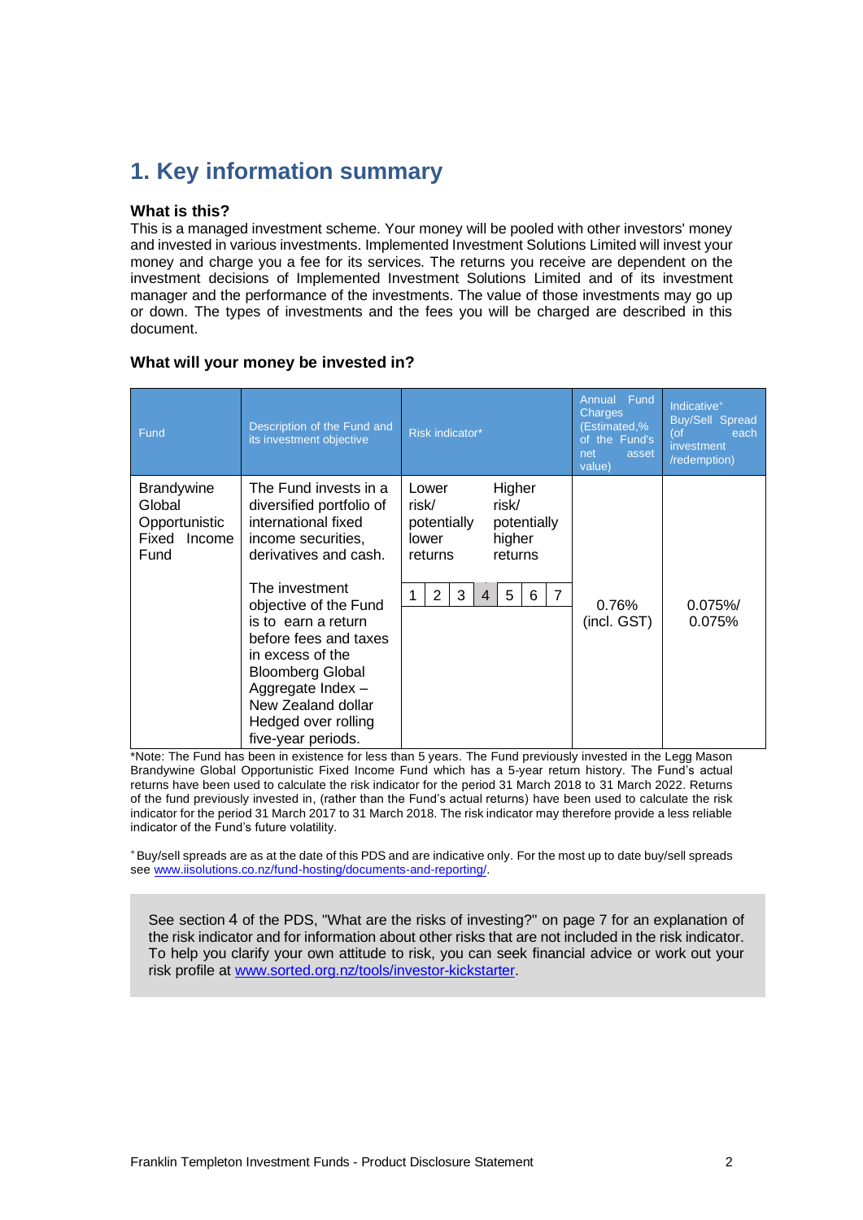# 1. Key information summary

### What is this?

This is a managed investment scheme. Your money will be pooled with other investors' money and invested in various investments. Implemented Investment Solutions Limited will invest your money and charge you a fee for its services. The returns you receive are dependent on the investment decisions of Implemented Investment Solutions Limited and of its investment manager and the performance of the investments. The value of those investments may go up or down. The types of investments and the fees you will be charged are described in this document.

### What will your money be invested in?

| Fund | Description of the Fund and its investment objective | Risk indicator* | Annual Fund Charges (Estimated,% of the Fund's net asset value) | Indicative+ Buy/Sell Spread (of each investment /redemption) |
|---|---|---|---|---|
| Brandywine Global Opportunistic Fixed Income Fund | The Fund invests in a diversified portfolio of international fixed income securities, derivatives and cash.<br><br>The investment objective of the Fund is to earn a return before fees and taxes in excess of the Bloomberg Global Aggregate Index – New Zealand dollar Hedged over rolling five-year periods. | Lower risk/ potentially lower returns — Higher risk/ potentially higher returns<br><br>1 2 3 **4** 5 6 7 | 0.76% (incl. GST) | 0.075%/ 0.075% |

*Note: The Fund has been in existence for less than 5 years. The Fund previously invested in the Legg Mason Brandywine Global Opportunistic Fixed Income Fund which has a 5-year return history. The Fund's actual returns have been used to calculate the risk indicator for the period 31 March 2018 to 31 March 2022. Returns of the fund previously invested in, (rather than the Fund's actual returns) have been used to calculate the risk indicator for the period 31 March 2017 to 31 March 2018. The risk indicator may therefore provide a less reliable indicator of the Fund's future volatility.

+ Buy/sell spreads are as at the date of this PDS and are indicative only. For the most up to date buy/sell spreads see www.iisolutions.co.nz/fund-hosting/documents-and-reporting/.

See section 4 of the PDS, "What are the risks of investing?" on page 7 for an explanation of the risk indicator and for information about other risks that are not included in the risk indicator. To help you clarify your own attitude to risk, you can seek financial advice or work out your risk profile at www.sorted.org.nz/tools/investor-kickstarter.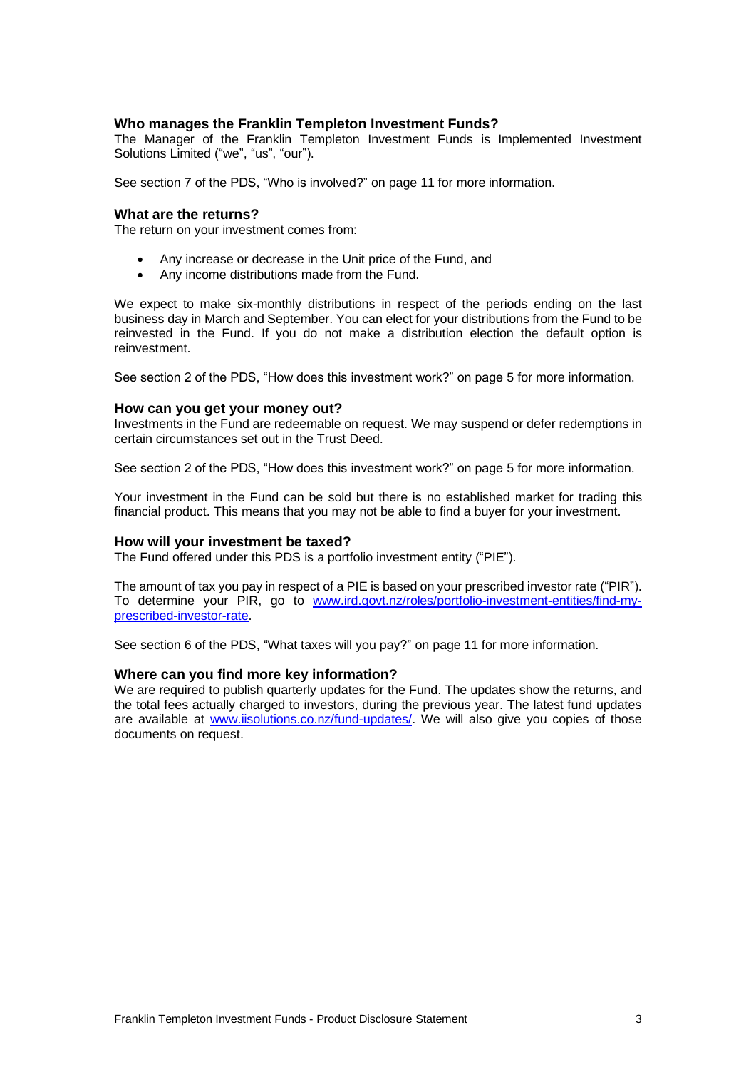### Who manages the Franklin Templeton Investment Funds?

The Manager of the Franklin Templeton Investment Funds is Implemented Investment Solutions Limited ("we", "us", "our").

See section 7 of the PDS, "Who is involved?" on page 11 for more information.

### What are the returns?

The return on your investment comes from:

- Any increase or decrease in the Unit price of the Fund, and
- Any income distributions made from the Fund.

We expect to make six-monthly distributions in respect of the periods ending on the last business day in March and September. You can elect for your distributions from the Fund to be reinvested in the Fund. If you do not make a distribution election the default option is reinvestment.

See section 2 of the PDS, "How does this investment work?" on page 5 for more information.

### How can you get your money out?

Investments in the Fund are redeemable on request. We may suspend or defer redemptions in certain circumstances set out in the Trust Deed.

See section 2 of the PDS, "How does this investment work?" on page 5 for more information.

Your investment in the Fund can be sold but there is no established market for trading this financial product. This means that you may not be able to find a buyer for your investment.

### How will your investment be taxed?

The Fund offered under this PDS is a portfolio investment entity ("PIE").

The amount of tax you pay in respect of a PIE is based on your prescribed investor rate ("PIR"). To determine your PIR, go to www.ird.govt.nz/roles/portfolio-investment-entities/find-my-prescribed-investor-rate.

See section 6 of the PDS, "What taxes will you pay?" on page 11 for more information.

### Where can you find more key information?

We are required to publish quarterly updates for the Fund. The updates show the returns, and the total fees actually charged to investors, during the previous year. The latest fund updates are available at www.iisolutions.co.nz/fund-updates/. We will also give you copies of those documents on request.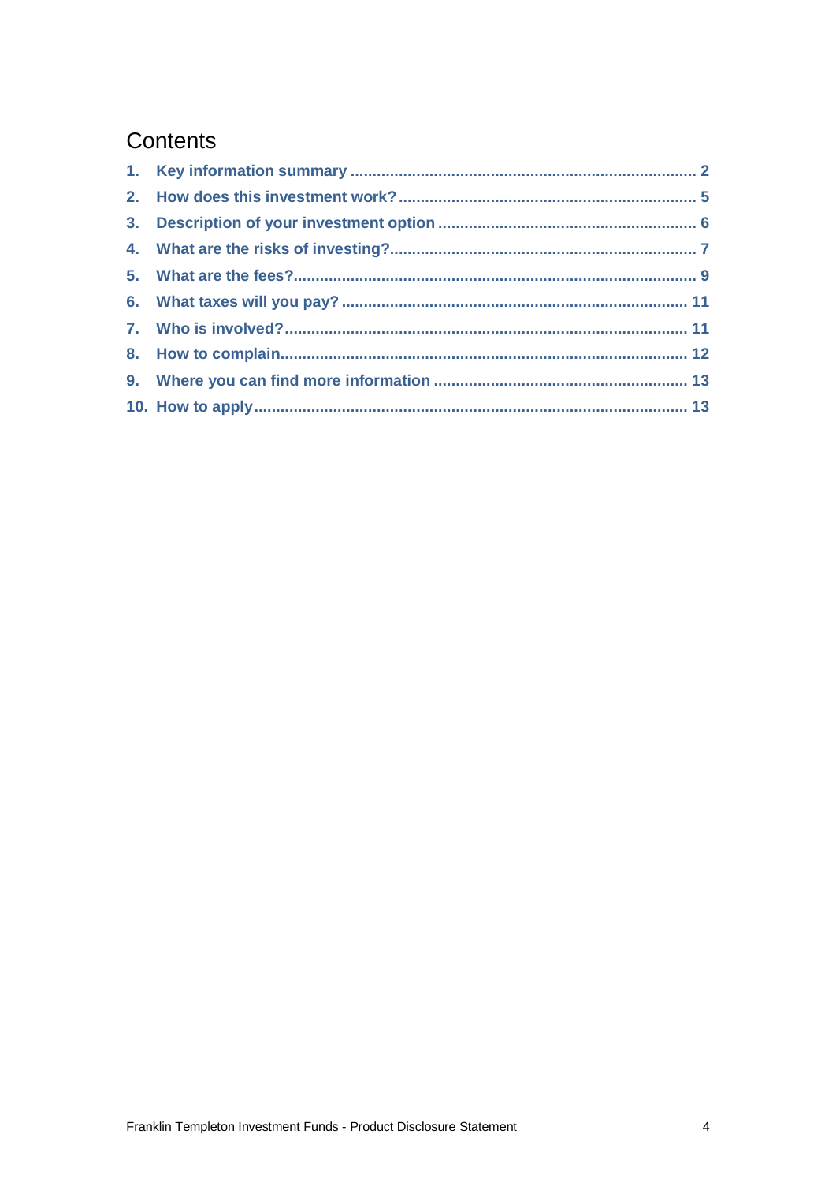# Contents

1. Key information summary ........ 2
2. How does this investment work? ........ 5
3. Description of your investment option ........ 6
4. What are the risks of investing? ........ 7
5. What are the fees? ........ 9
6. What taxes will you pay? ........ 11
7. Who is involved? ........ 11
8. How to complain ........ 12
9. Where you can find more information ........ 13
10. How to apply ........ 13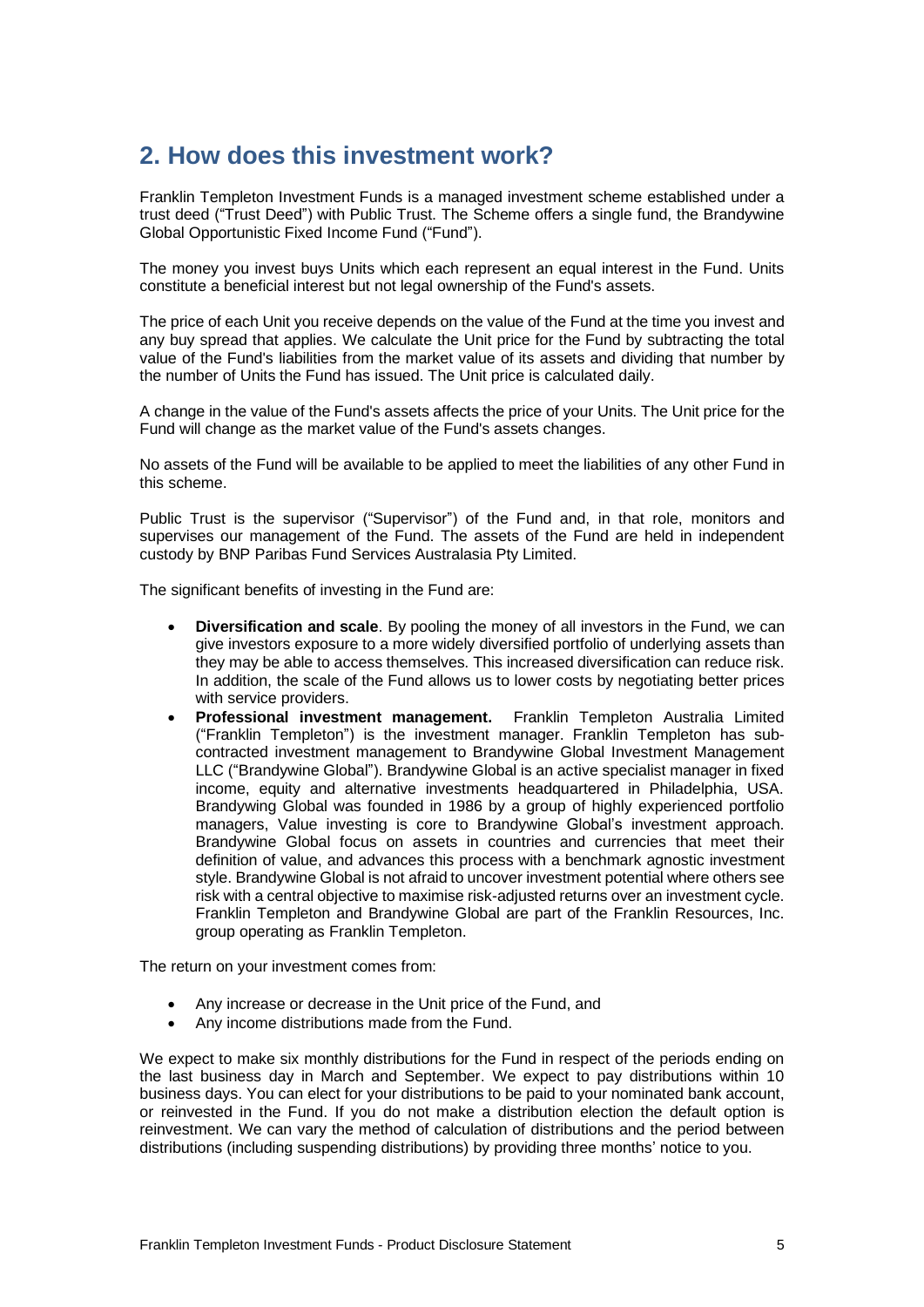## 2. How does this investment work?

Franklin Templeton Investment Funds is a managed investment scheme established under a trust deed ("Trust Deed") with Public Trust. The Scheme offers a single fund, the Brandywine Global Opportunistic Fixed Income Fund ("Fund").

The money you invest buys Units which each represent an equal interest in the Fund. Units constitute a beneficial interest but not legal ownership of the Fund's assets.

The price of each Unit you receive depends on the value of the Fund at the time you invest and any buy spread that applies. We calculate the Unit price for the Fund by subtracting the total value of the Fund's liabilities from the market value of its assets and dividing that number by the number of Units the Fund has issued. The Unit price is calculated daily.

A change in the value of the Fund's assets affects the price of your Units. The Unit price for the Fund will change as the market value of the Fund's assets changes.

No assets of the Fund will be available to be applied to meet the liabilities of any other Fund in this scheme.

Public Trust is the supervisor ("Supervisor") of the Fund and, in that role, monitors and supervises our management of the Fund. The assets of the Fund are held in independent custody by BNP Paribas Fund Services Australasia Pty Limited.

The significant benefits of investing in the Fund are:

- **Diversification and scale**. By pooling the money of all investors in the Fund, we can give investors exposure to a more widely diversified portfolio of underlying assets than they may be able to access themselves. This increased diversification can reduce risk. In addition, the scale of the Fund allows us to lower costs by negotiating better prices with service providers.
- **Professional investment management.** Franklin Templeton Australia Limited ("Franklin Templeton") is the investment manager. Franklin Templeton has sub-contracted investment management to Brandywine Global Investment Management LLC ("Brandywine Global"). Brandywine Global is an active specialist manager in fixed income, equity and alternative investments headquartered in Philadelphia, USA. Brandywing Global was founded in 1986 by a group of highly experienced portfolio managers, Value investing is core to Brandywine Global's investment approach. Brandywine Global focus on assets in countries and currencies that meet their definition of value, and advances this process with a benchmark agnostic investment style. Brandywine Global is not afraid to uncover investment potential where others see risk with a central objective to maximise risk-adjusted returns over an investment cycle. Franklin Templeton and Brandywine Global are part of the Franklin Resources, Inc. group operating as Franklin Templeton.

The return on your investment comes from:

- Any increase or decrease in the Unit price of the Fund, and
- Any income distributions made from the Fund.

We expect to make six monthly distributions for the Fund in respect of the periods ending on the last business day in March and September. We expect to pay distributions within 10 business days. You can elect for your distributions to be paid to your nominated bank account, or reinvested in the Fund. If you do not make a distribution election the default option is reinvestment. We can vary the method of calculation of distributions and the period between distributions (including suspending distributions) by providing three months' notice to you.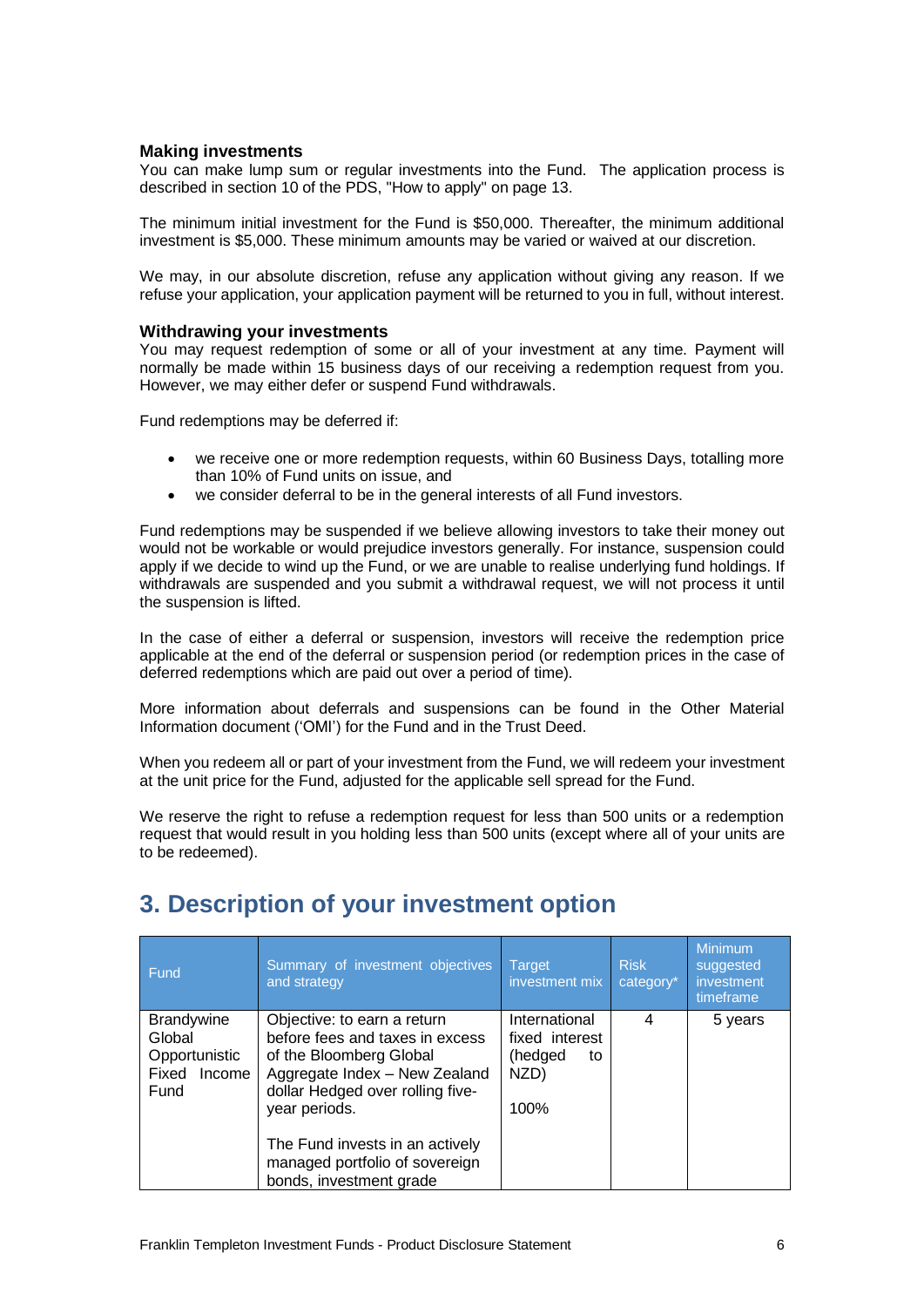### Making investments

You can make lump sum or regular investments into the Fund. The application process is described in section 10 of the PDS, "How to apply" on page 13.

The minimum initial investment for the Fund is $50,000. Thereafter, the minimum additional investment is $5,000. These minimum amounts may be varied or waived at our discretion.

We may, in our absolute discretion, refuse any application without giving any reason. If we refuse your application, your application payment will be returned to you in full, without interest.

### Withdrawing your investments

You may request redemption of some or all of your investment at any time. Payment will normally be made within 15 business days of our receiving a redemption request from you. However, we may either defer or suspend Fund withdrawals.

Fund redemptions may be deferred if:

- we receive one or more redemption requests, within 60 Business Days, totalling more than 10% of Fund units on issue, and
- we consider deferral to be in the general interests of all Fund investors.

Fund redemptions may be suspended if we believe allowing investors to take their money out would not be workable or would prejudice investors generally. For instance, suspension could apply if we decide to wind up the Fund, or we are unable to realise underlying fund holdings. If withdrawals are suspended and you submit a withdrawal request, we will not process it until the suspension is lifted.

In the case of either a deferral or suspension, investors will receive the redemption price applicable at the end of the deferral or suspension period (or redemption prices in the case of deferred redemptions which are paid out over a period of time).

More information about deferrals and suspensions can be found in the Other Material Information document ('OMI') for the Fund and in the Trust Deed.

When you redeem all or part of your investment from the Fund, we will redeem your investment at the unit price for the Fund, adjusted for the applicable sell spread for the Fund.

We reserve the right to refuse a redemption request for less than 500 units or a redemption request that would result in you holding less than 500 units (except where all of your units are to be redeemed).

## 3. Description of your investment option

| Fund | Summary of investment objectives and strategy | Target investment mix | Risk category* | Minimum suggested investment timeframe |
|---|---|---|---|---|
| Brandywine Global Opportunistic Fixed Income Fund | Objective: to earn a return before fees and taxes in excess of the Bloomberg Global Aggregate Index – New Zealand dollar Hedged over rolling five-year periods.<br><br>The Fund invests in an actively managed portfolio of sovereign bonds, investment grade | International fixed interest (hedged to NZD)<br><br>100% | 4 | 5 years |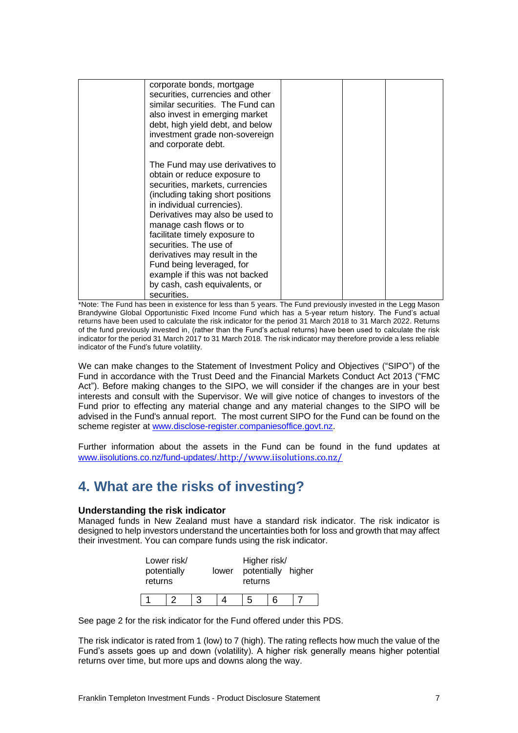| | corporate bonds, mortgage securities, currencies and other similar securities. The Fund can also invest in emerging market debt, high yield debt, and below investment grade non-sovereign and corporate debt.<br><br>The Fund may use derivatives to obtain or reduce exposure to securities, markets, currencies (including taking short positions in individual currencies). Derivatives may also be used to manage cash flows or to facilitate timely exposure to securities. The use of derivatives may result in the Fund being leveraged, for example if this was not backed by cash, cash equivalents, or securities. | | | |
|---|---|---|---|---|

*Note: The Fund has been in existence for less than 5 years. The Fund previously invested in the Legg Mason Brandywine Global Opportunistic Fixed Income Fund which has a 5-year return history. The Fund's actual returns have been used to calculate the risk indicator for the period 31 March 2018 to 31 March 2022. Returns of the fund previously invested in, (rather than the Fund's actual returns) have been used to calculate the risk indicator for the period 31 March 2017 to 31 March 2018. The risk indicator may therefore provide a less reliable indicator of the Fund's future volatility.

We can make changes to the Statement of Investment Policy and Objectives ("SIPO") of the Fund in accordance with the Trust Deed and the Financial Markets Conduct Act 2013 ("FMC Act"). Before making changes to the SIPO, we will consider if the changes are in your best interests and consult with the Supervisor. We will give notice of changes to investors of the Fund prior to effecting any material change and any material changes to the SIPO will be advised in the Fund's annual report. The most current SIPO for the Fund can be found on the scheme register at www.disclose-register.companiesoffice.govt.nz.

Further information about the assets in the Fund can be found in the fund updates at www.iisolutions.co.nz/fund-updates/.http://www.iisolutions.co.nz/

## 4. What are the risks of investing?

### Understanding the risk indicator

Managed funds in New Zealand must have a standard risk indicator. The risk indicator is designed to help investors understand the uncertainties both for loss and growth that may affect their investment. You can compare funds using the risk indicator.

Lower risk/ potentially lower returns — Higher risk/ potentially higher returns

| 1 | 2 | 3 | 4 | 5 | 6 | 7 |
|---|---|---|---|---|---|---|

See page 2 for the risk indicator for the Fund offered under this PDS.

The risk indicator is rated from 1 (low) to 7 (high). The rating reflects how much the value of the Fund's assets goes up and down (volatility). A higher risk generally means higher potential returns over time, but more ups and downs along the way.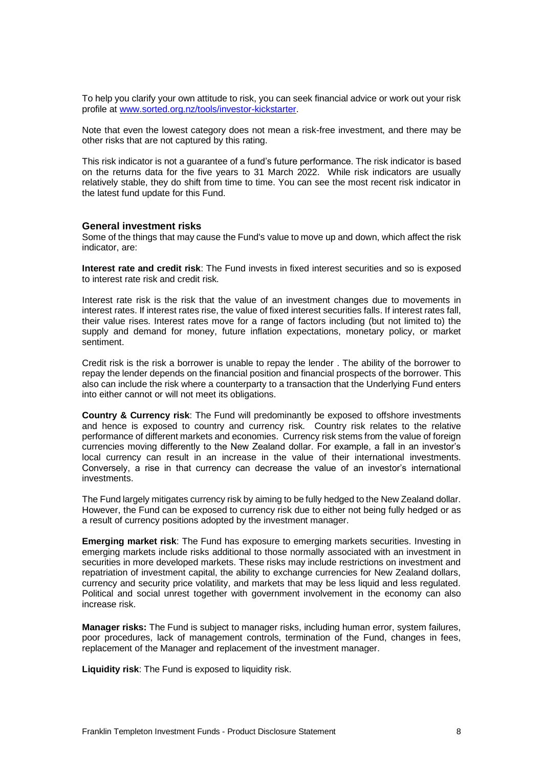To help you clarify your own attitude to risk, you can seek financial advice or work out your risk profile at [www.sorted.org.nz/tools/investor-kickstarter](www.sorted.org.nz/tools/investor-kickstarter).

Note that even the lowest category does not mean a risk-free investment, and there may be other risks that are not captured by this rating.

This risk indicator is not a guarantee of a fund's future performance. The risk indicator is based on the returns data for the five years to 31 March 2022. While risk indicators are usually relatively stable, they do shift from time to time. You can see the most recent risk indicator in the latest fund update for this Fund.

### General investment risks

Some of the things that may cause the Fund's value to move up and down, which affect the risk indicator, are:

**Interest rate and credit risk**: The Fund invests in fixed interest securities and so is exposed to interest rate risk and credit risk.

Interest rate risk is the risk that the value of an investment changes due to movements in interest rates. If interest rates rise, the value of fixed interest securities falls. If interest rates fall, their value rises. Interest rates move for a range of factors including (but not limited to) the supply and demand for money, future inflation expectations, monetary policy, or market sentiment.

Credit risk is the risk a borrower is unable to repay the lender . The ability of the borrower to repay the lender depends on the financial position and financial prospects of the borrower. This also can include the risk where a counterparty to a transaction that the Underlying Fund enters into either cannot or will not meet its obligations.

**Country & Currency risk**: The Fund will predominantly be exposed to offshore investments and hence is exposed to country and currency risk. Country risk relates to the relative performance of different markets and economies. Currency risk stems from the value of foreign currencies moving differently to the New Zealand dollar. For example, a fall in an investor's local currency can result in an increase in the value of their international investments. Conversely, a rise in that currency can decrease the value of an investor's international investments.

The Fund largely mitigates currency risk by aiming to be fully hedged to the New Zealand dollar. However, the Fund can be exposed to currency risk due to either not being fully hedged or as a result of currency positions adopted by the investment manager.

**Emerging market risk**: The Fund has exposure to emerging markets securities. Investing in emerging markets include risks additional to those normally associated with an investment in securities in more developed markets. These risks may include restrictions on investment and repatriation of investment capital, the ability to exchange currencies for New Zealand dollars, currency and security price volatility, and markets that may be less liquid and less regulated. Political and social unrest together with government involvement in the economy can also increase risk.

**Manager risks:** The Fund is subject to manager risks, including human error, system failures, poor procedures, lack of management controls, termination of the Fund, changes in fees, replacement of the Manager and replacement of the investment manager.

**Liquidity risk**: The Fund is exposed to liquidity risk.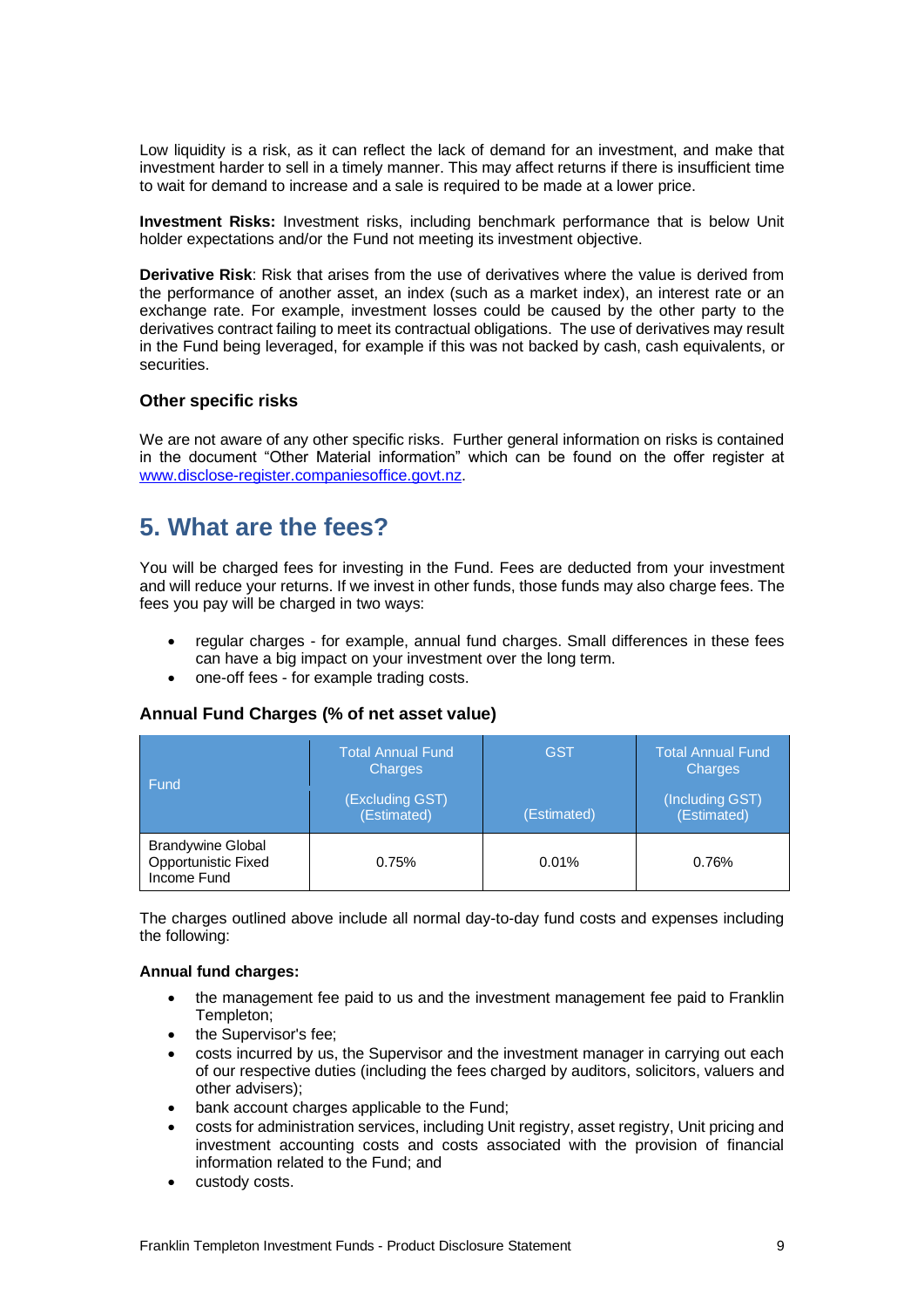Low liquidity is a risk, as it can reflect the lack of demand for an investment, and make that investment harder to sell in a timely manner. This may affect returns if there is insufficient time to wait for demand to increase and a sale is required to be made at a lower price.

**Investment Risks:** Investment risks, including benchmark performance that is below Unit holder expectations and/or the Fund not meeting its investment objective.

**Derivative Risk**: Risk that arises from the use of derivatives where the value is derived from the performance of another asset, an index (such as a market index), an interest rate or an exchange rate. For example, investment losses could be caused by the other party to the derivatives contract failing to meet its contractual obligations. The use of derivatives may result in the Fund being leveraged, for example if this was not backed by cash, cash equivalents, or securities.

### Other specific risks

We are not aware of any other specific risks. Further general information on risks is contained in the document "Other Material information" which can be found on the offer register at www.disclose-register.companiesoffice.govt.nz.

## 5. What are the fees?

You will be charged fees for investing in the Fund. Fees are deducted from your investment and will reduce your returns. If we invest in other funds, those funds may also charge fees. The fees you pay will be charged in two ways:

- regular charges - for example, annual fund charges. Small differences in these fees can have a big impact on your investment over the long term.
- one-off fees - for example trading costs.

### Annual Fund Charges (% of net asset value)

| Fund | Total Annual Fund Charges (Excluding GST) (Estimated) | GST (Estimated) | Total Annual Fund Charges (Including GST) (Estimated) |
|---|---|---|---|
| Brandywine Global Opportunistic Fixed Income Fund | 0.75% | 0.01% | 0.76% |

The charges outlined above include all normal day-to-day fund costs and expenses including the following:

**Annual fund charges:**

- the management fee paid to us and the investment management fee paid to Franklin Templeton;
- the Supervisor's fee;
- costs incurred by us, the Supervisor and the investment manager in carrying out each of our respective duties (including the fees charged by auditors, solicitors, valuers and other advisers);
- bank account charges applicable to the Fund;
- costs for administration services, including Unit registry, asset registry, Unit pricing and investment accounting costs and costs associated with the provision of financial information related to the Fund; and
- custody costs.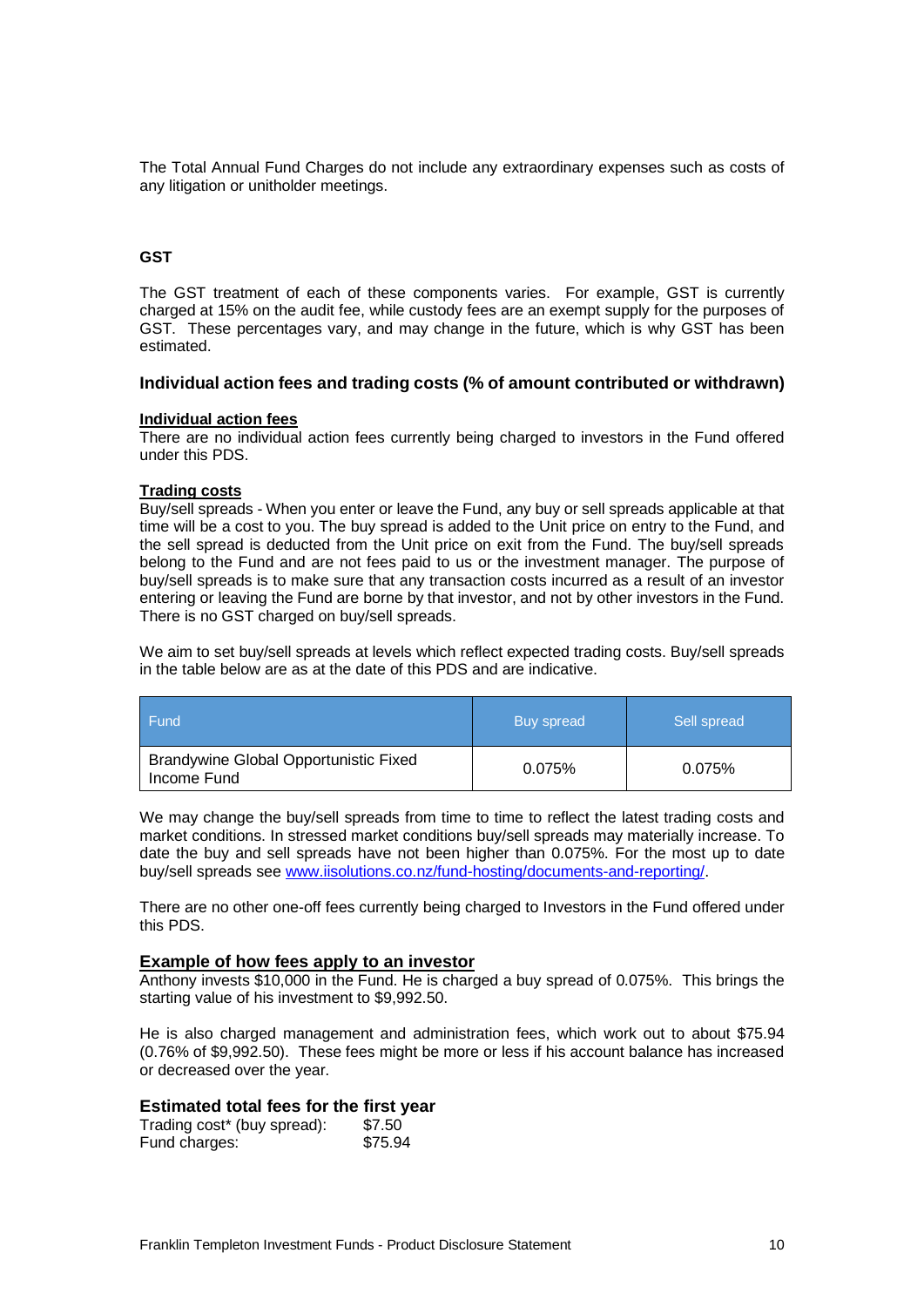The Total Annual Fund Charges do not include any extraordinary expenses such as costs of any litigation or unitholder meetings.

### GST

The GST treatment of each of these components varies. For example, GST is currently charged at 15% on the audit fee, while custody fees are an exempt supply for the purposes of GST. These percentages vary, and may change in the future, which is why GST has been estimated.

### Individual action fees and trading costs (% of amount contributed or withdrawn)

**Individual action fees**

There are no individual action fees currently being charged to investors in the Fund offered under this PDS.

**Trading costs**

Buy/sell spreads - When you enter or leave the Fund, any buy or sell spreads applicable at that time will be a cost to you. The buy spread is added to the Unit price on entry to the Fund, and the sell spread is deducted from the Unit price on exit from the Fund. The buy/sell spreads belong to the Fund and are not fees paid to us or the investment manager. The purpose of buy/sell spreads is to make sure that any transaction costs incurred as a result of an investor entering or leaving the Fund are borne by that investor, and not by other investors in the Fund. There is no GST charged on buy/sell spreads.

We aim to set buy/sell spreads at levels which reflect expected trading costs. Buy/sell spreads in the table below are as at the date of this PDS and are indicative.

| Fund | Buy spread | Sell spread |
|---|---|---|
| Brandywine Global Opportunistic Fixed Income Fund | 0.075% | 0.075% |

We may change the buy/sell spreads from time to time to reflect the latest trading costs and market conditions. In stressed market conditions buy/sell spreads may materially increase. To date the buy and sell spreads have not been higher than 0.075%. For the most up to date buy/sell spreads see www.iisolutions.co.nz/fund-hosting/documents-and-reporting/.

There are no other one-off fees currently being charged to Investors in the Fund offered under this PDS.

### Example of how fees apply to an investor

Anthony invests $10,000 in the Fund. He is charged a buy spread of 0.075%. This brings the starting value of his investment to $9,992.50.

He is also charged management and administration fees, which work out to about $75.94 (0.76% of $9,992.50). These fees might be more or less if his account balance has increased or decreased over the year.

### Estimated total fees for the first year

Trading cost* (buy spread): $7.50
Fund charges: $75.94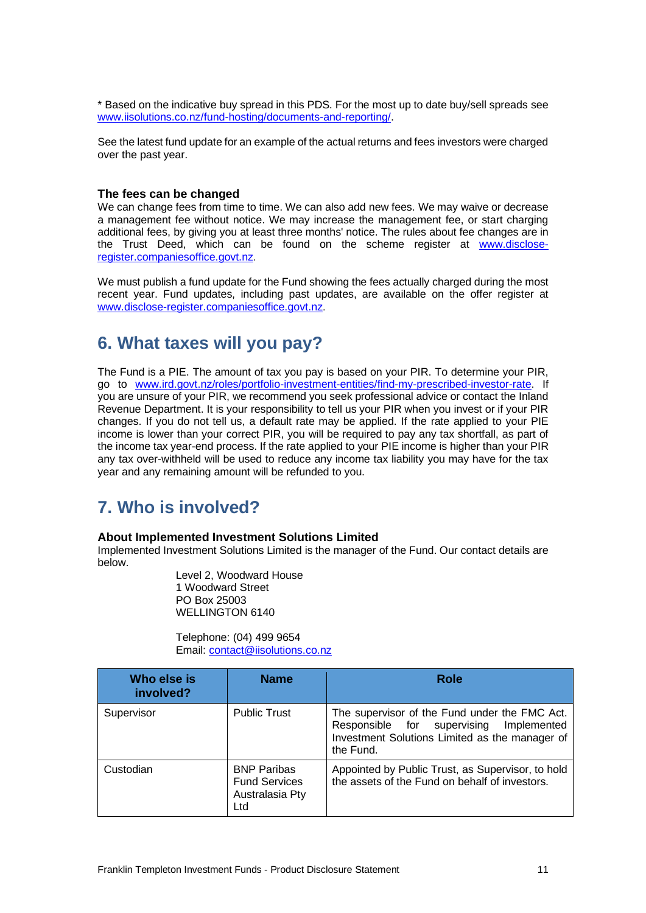* Based on the indicative buy spread in this PDS. For the most up to date buy/sell spreads see www.iisolutions.co.nz/fund-hosting/documents-and-reporting/.

See the latest fund update for an example of the actual returns and fees investors were charged over the past year.

### The fees can be changed

We can change fees from time to time. We can also add new fees. We may waive or decrease a management fee without notice. We may increase the management fee, or start charging additional fees, by giving you at least three months' notice. The rules about fee changes are in the Trust Deed, which can be found on the scheme register at www.disclose-register.companiesoffice.govt.nz.

We must publish a fund update for the Fund showing the fees actually charged during the most recent year. Fund updates, including past updates, are available on the offer register at www.disclose-register.companiesoffice.govt.nz.

## 6. What taxes will you pay?

The Fund is a PIE. The amount of tax you pay is based on your PIR. To determine your PIR, go to www.ird.govt.nz/roles/portfolio-investment-entities/find-my-prescribed-investor-rate. If you are unsure of your PIR, we recommend you seek professional advice or contact the Inland Revenue Department. It is your responsibility to tell us your PIR when you invest or if your PIR changes. If you do not tell us, a default rate may be applied. If the rate applied to your PIE income is lower than your correct PIR, you will be required to pay any tax shortfall, as part of the income tax year-end process. If the rate applied to your PIE income is higher than your PIR any tax over-withheld will be used to reduce any income tax liability you may have for the tax year and any remaining amount will be refunded to you.

## 7. Who is involved?

### About Implemented Investment Solutions Limited

Implemented Investment Solutions Limited is the manager of the Fund. Our contact details are below.

Level 2, Woodward House
1 Woodward Street
PO Box 25003
WELLINGTON 6140

Telephone: (04) 499 9654
Email: contact@iisolutions.co.nz

| Who else is involved? | Name | Role |
|---|---|---|
| Supervisor | Public Trust | The supervisor of the Fund under the FMC Act. Responsible for supervising Implemented Investment Solutions Limited as the manager of the Fund. |
| Custodian | BNP Paribas Fund Services Australasia Pty Ltd | Appointed by Public Trust, as Supervisor, to hold the assets of the Fund on behalf of investors. |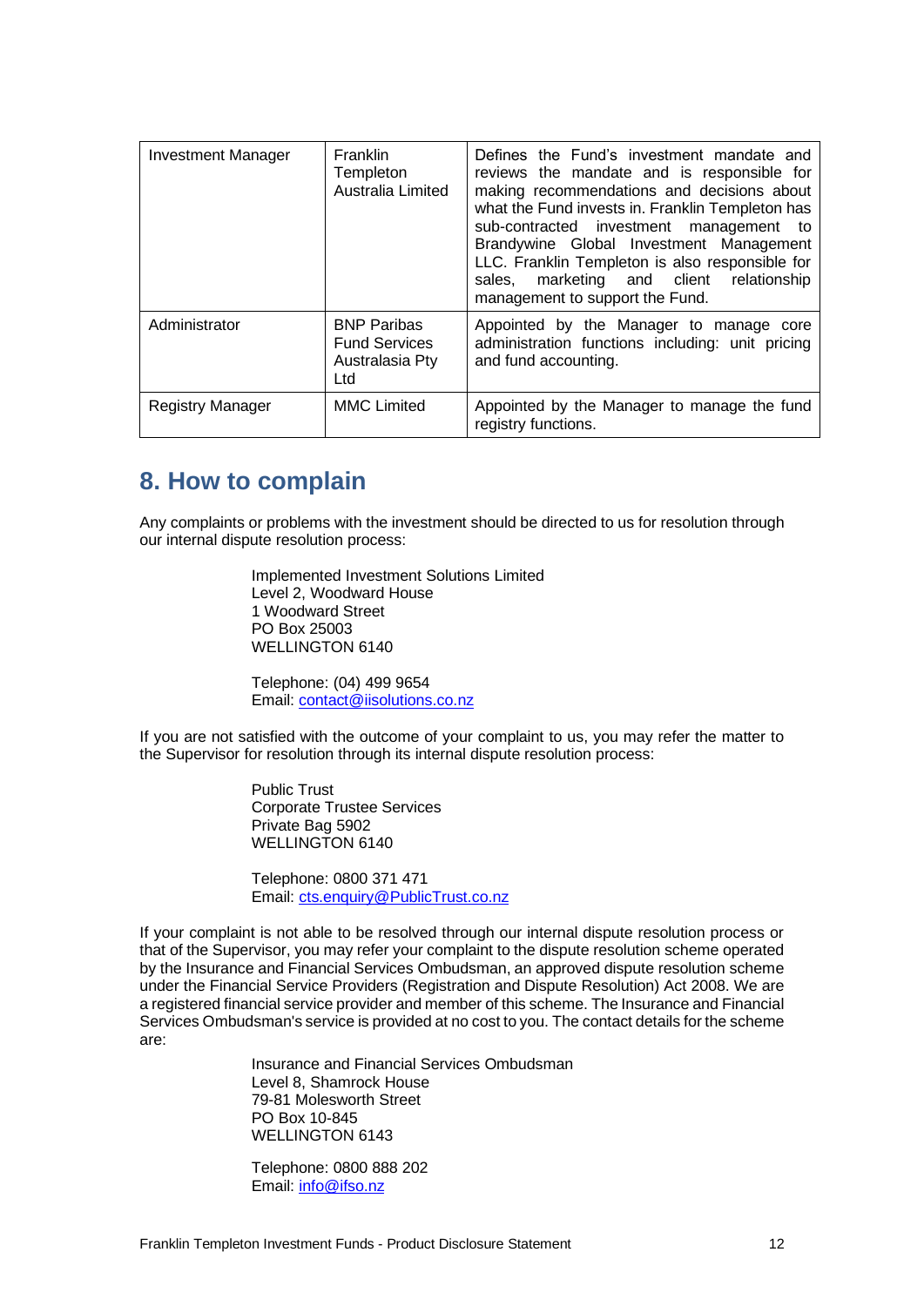| Investment Manager | Franklin Templeton Australia Limited | Defines the Fund's investment mandate and reviews the mandate and is responsible for making recommendations and decisions about what the Fund invests in. Franklin Templeton has sub-contracted investment management to Brandywine Global Investment Management LLC. Franklin Templeton is also responsible for sales, marketing and client relationship management to support the Fund. |
|---|---|---|
| Administrator | BNP Paribas Fund Services Australasia Pty Ltd | Appointed by the Manager to manage core administration functions including: unit pricing and fund accounting. |
| Registry Manager | MMC Limited | Appointed by the Manager to manage the fund registry functions. |

## 8. How to complain

Any complaints or problems with the investment should be directed to us for resolution through our internal dispute resolution process:

Implemented Investment Solutions Limited
Level 2, Woodward House
1 Woodward Street
PO Box 25003
WELLINGTON 6140

Telephone: (04) 499 9654
Email: contact@iisolutions.co.nz

If you are not satisfied with the outcome of your complaint to us, you may refer the matter to the Supervisor for resolution through its internal dispute resolution process:

Public Trust
Corporate Trustee Services
Private Bag 5902
WELLINGTON 6140

Telephone: 0800 371 471
Email: cts.enquiry@PublicTrust.co.nz

If your complaint is not able to be resolved through our internal dispute resolution process or that of the Supervisor, you may refer your complaint to the dispute resolution scheme operated by the Insurance and Financial Services Ombudsman, an approved dispute resolution scheme under the Financial Service Providers (Registration and Dispute Resolution) Act 2008. We are a registered financial service provider and member of this scheme. The Insurance and Financial Services Ombudsman's service is provided at no cost to you. The contact details for the scheme are:

Insurance and Financial Services Ombudsman
Level 8, Shamrock House
79-81 Molesworth Street
PO Box 10-845
WELLINGTON 6143

Telephone: 0800 888 202
Email: info@ifso.nz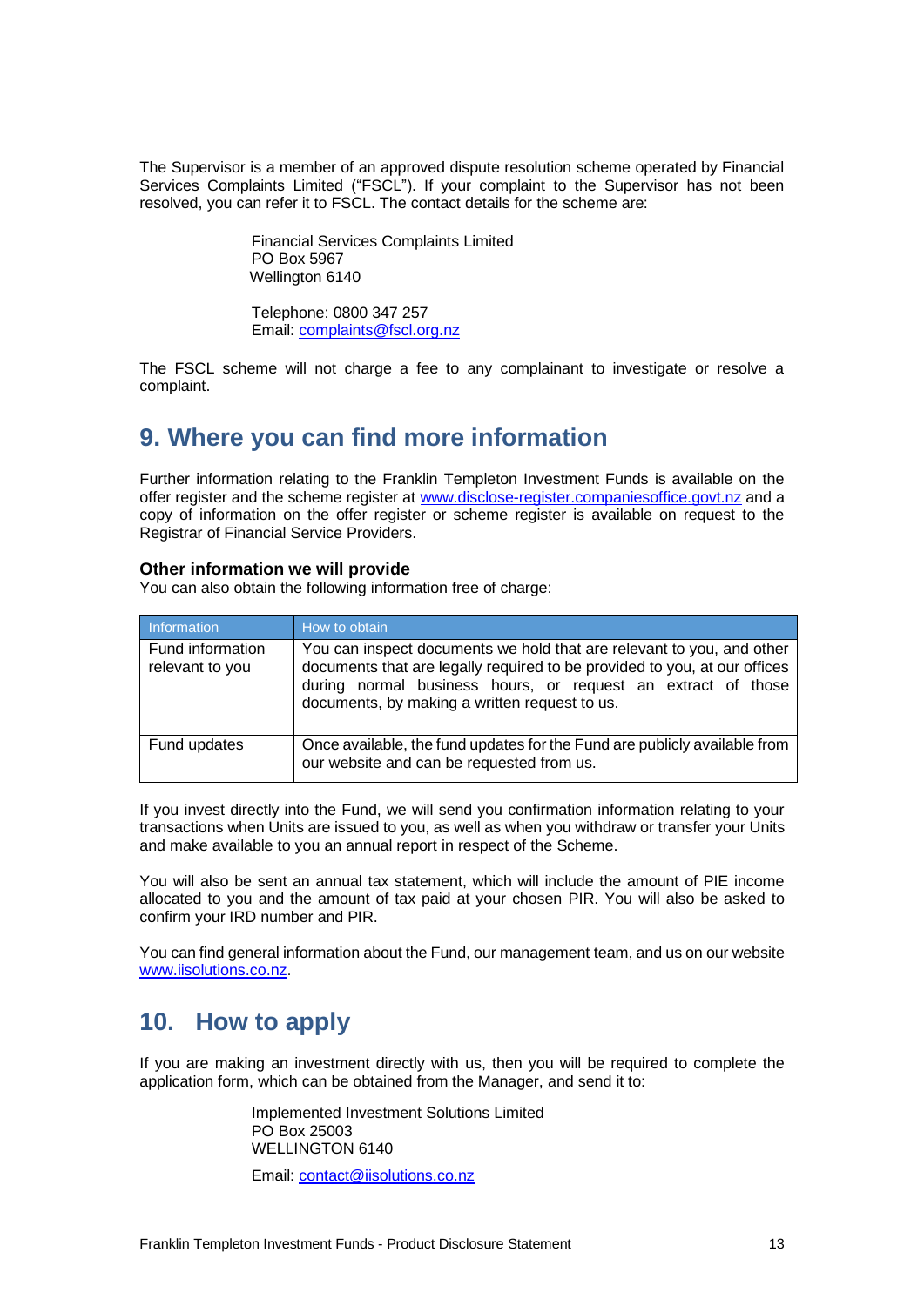The Supervisor is a member of an approved dispute resolution scheme operated by Financial Services Complaints Limited ("FSCL"). If your complaint to the Supervisor has not been resolved, you can refer it to FSCL. The contact details for the scheme are:

Financial Services Complaints Limited
PO Box 5967
Wellington 6140

Telephone: 0800 347 257
Email: complaints@fscl.org.nz

The FSCL scheme will not charge a fee to any complainant to investigate or resolve a complaint.

## 9. Where you can find more information

Further information relating to the Franklin Templeton Investment Funds is available on the offer register and the scheme register at www.disclose-register.companiesoffice.govt.nz and a copy of information on the offer register or scheme register is available on request to the Registrar of Financial Service Providers.

### Other information we will provide

You can also obtain the following information free of charge:

| Information | How to obtain |
|---|---|
| Fund information relevant to you | You can inspect documents we hold that are relevant to you, and other documents that are legally required to be provided to you, at our offices during normal business hours, or request an extract of those documents, by making a written request to us. |
| Fund updates | Once available, the fund updates for the Fund are publicly available from our website and can be requested from us. |

If you invest directly into the Fund, we will send you confirmation information relating to your transactions when Units are issued to you, as well as when you withdraw or transfer your Units and make available to you an annual report in respect of the Scheme.

You will also be sent an annual tax statement, which will include the amount of PIE income allocated to you and the amount of tax paid at your chosen PIR. You will also be asked to confirm your IRD number and PIR.

You can find general information about the Fund, our management team, and us on our website www.iisolutions.co.nz.

## 10. How to apply

If you are making an investment directly with us, then you will be required to complete the application form, which can be obtained from the Manager, and send it to:

Implemented Investment Solutions Limited
PO Box 25003
WELLINGTON 6140

Email: contact@iisolutions.co.nz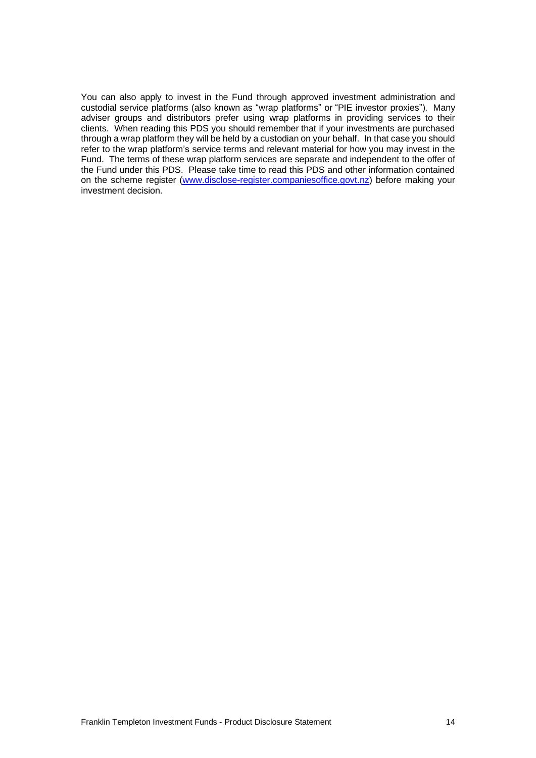You can also apply to invest in the Fund through approved investment administration and custodial service platforms (also known as "wrap platforms" or "PIE investor proxies"). Many adviser groups and distributors prefer using wrap platforms in providing services to their clients. When reading this PDS you should remember that if your investments are purchased through a wrap platform they will be held by a custodian on your behalf. In that case you should refer to the wrap platform's service terms and relevant material for how you may invest in the Fund. The terms of these wrap platform services are separate and independent to the offer of the Fund under this PDS. Please take time to read this PDS and other information contained on the scheme register (www.disclose-register.companiesoffice.govt.nz) before making your investment decision.